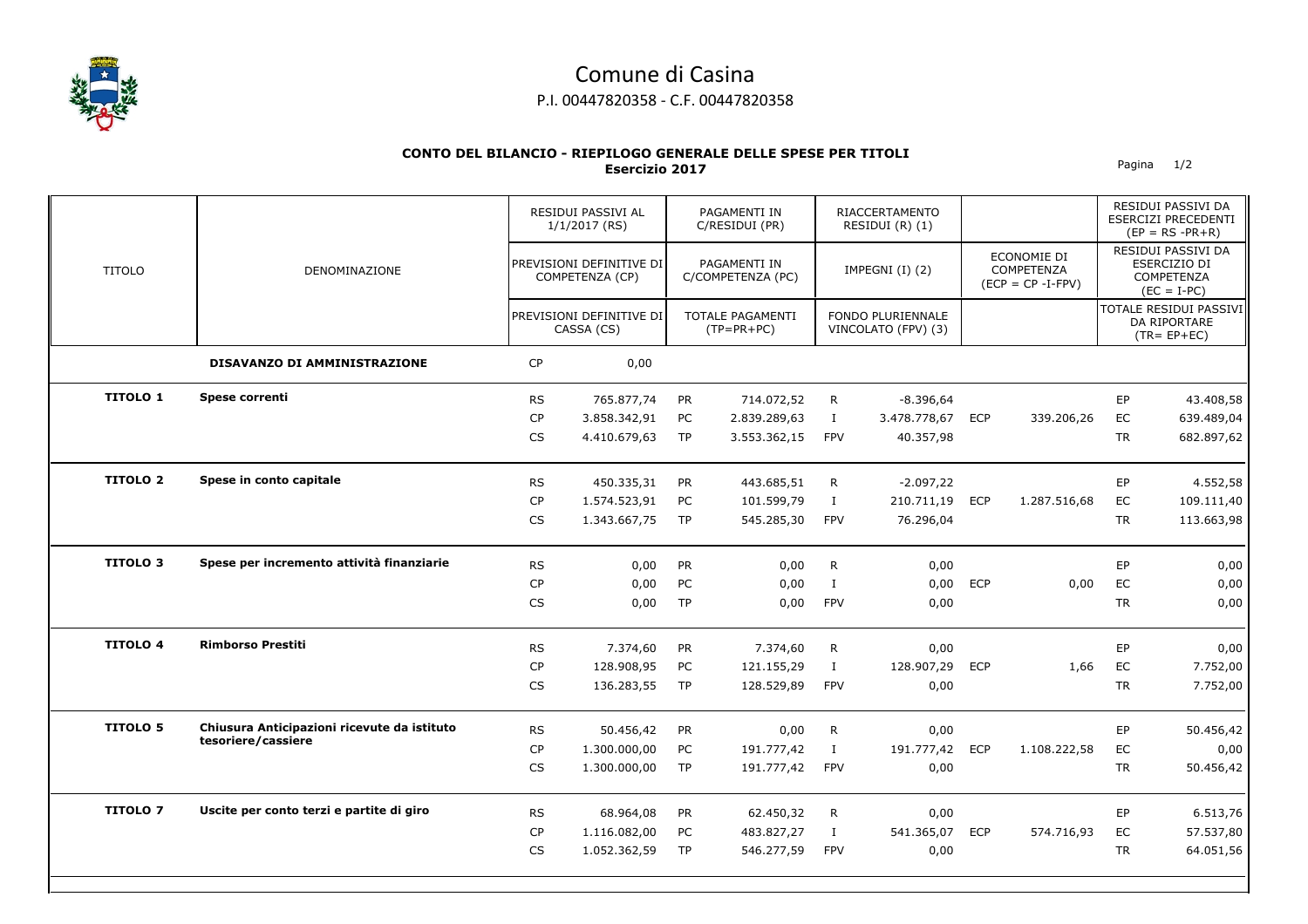# Comune di Casina

P.I. 00447820358 - C.F. 00447820358

## CONTO DEL BILANCIO - RIEPILOGO GENERALE DELLE SPESE PER TITOLI

**Esercizio 2017**

| TITOLO | DENOMINAZIONE | | RESIDUI PASSIVI AL 1/1/2017 (RS) / PREVISIONI DEFINITIVE DI COMPETENZA (CP) / PREVISIONI DEFINITIVE DI CASSA (CS) | | PAGAMENTI IN C/RESIDUI (PR) / PAGAMENTI IN C/COMPETENZA (PC) / TOTALE PAGAMENTI (TP=PR+PC) | | RIACCERTAMENTO RESIDUI (R) (1) / IMPEGNI (I) (2) / FONDO PLURIENNALE VINCOLATO (FPV) (3) | | ECONOMIE DI COMPETENZA (ECP = CP -I-FPV) | | RESIDUI PASSIVI DA ESERCIZI PRECEDENTI (EP = RS -PR+R) / RESIDUI PASSIVI DA ESERCIZIO DI COMPETENZA (EC = I-PC) / TOTALE RESIDUI PASSIVI DA RIPORTARE (TR= EP+EC) |
|---|---|---|---|---|---|---|---|---|---|---|---|
| | **DISAVANZO DI AMMINISTRAZIONE** | CP | 0,00 | | | | | | | | |
| **TITOLO 1** | **Spese correnti** | RS | 765.877,74 | PR | 714.072,52 | R | -8.396,64 | | | EP | 43.408,58 |
| | | CP | 3.858.342,91 | PC | 2.839.289,63 | I | 3.478.778,67 | ECP | 339.206,26 | EC | 639.489,04 |
| | | CS | 4.410.679,63 | TP | 3.553.362,15 | FPV | 40.357,98 | | | TR | 682.897,62 |
| **TITOLO 2** | **Spese in conto capitale** | RS | 450.335,31 | PR | 443.685,51 | R | -2.097,22 | | | EP | 4.552,58 |
| | | CP | 1.574.523,91 | PC | 101.599,79 | I | 210.711,19 | ECP | 1.287.516,68 | EC | 109.111,40 |
| | | CS | 1.343.667,75 | TP | 545.285,30 | FPV | 76.296,04 | | | TR | 113.663,98 |
| **TITOLO 3** | **Spese per incremento attività finanziarie** | RS | 0,00 | PR | 0,00 | R | 0,00 | | | EP | 0,00 |
| | | CP | 0,00 | PC | 0,00 | I | 0,00 | ECP | 0,00 | EC | 0,00 |
| | | CS | 0,00 | TP | 0,00 | FPV | 0,00 | | | TR | 0,00 |
| **TITOLO 4** | **Rimborso Prestiti** | RS | 7.374,60 | PR | 7.374,60 | R | 0,00 | | | EP | 0,00 |
| | | CP | 128.908,95 | PC | 121.155,29 | I | 128.907,29 | ECP | 1,66 | EC | 7.752,00 |
| | | CS | 136.283,55 | TP | 128.529,89 | FPV | 0,00 | | | TR | 7.752,00 |
| **TITOLO 5** | **Chiusura Anticipazioni ricevute da istituto tesoriere/cassiere** | RS | 50.456,42 | PR | 0,00 | R | 0,00 | | | EP | 50.456,42 |
| | | CP | 1.300.000,00 | PC | 191.777,42 | I | 191.777,42 | ECP | 1.108.222,58 | EC | 0,00 |
| | | CS | 1.300.000,00 | TP | 191.777,42 | FPV | 0,00 | | | TR | 50.456,42 |
| **TITOLO 7** | **Uscite per conto terzi e partite di giro** | RS | 68.964,08 | PR | 62.450,32 | R | 0,00 | | | EP | 6.513,76 |
| | | CP | 1.116.082,00 | PC | 483.827,27 | I | 541.365,07 | ECP | 574.716,93 | EC | 57.537,80 |
| | | CS | 1.052.362,59 | TP | 546.277,59 | FPV | 0,00 | | | TR | 64.051,56 |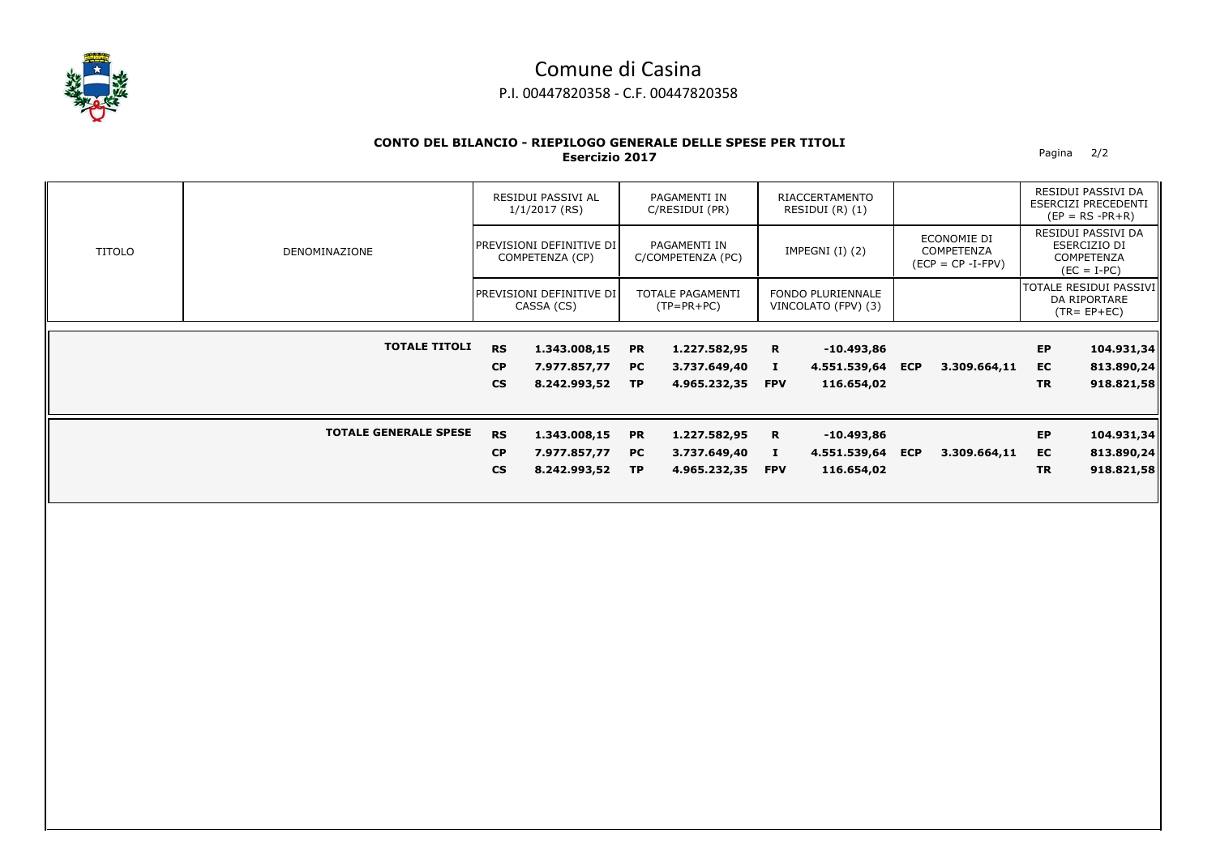# Comune di Casina

P.I. 00447820358 - C.F. 00447820358

**CONTO DEL BILANCIO - RIEPILOGO GENERALE DELLE SPESE PER TITOLI**
**Esercizio 2017**

| TITOLO | DENOMINAZIONE | RESIDUI PASSIVI AL 1/1/2017 (RS) / PREVISIONI DEFINITIVE DI COMPETENZA (CP) / PREVISIONI DEFINITIVE DI CASSA (CS) | | PAGAMENTI IN C/RESIDUI (PR) / PAGAMENTI IN C/COMPETENZA (PC) / TOTALE PAGAMENTI (TP=PR+PC) | | RIACCERTAMENTO RESIDUI (R) (1) / IMPEGNI (I) (2) / FONDO PLURIENNALE VINCOLATO (FPV) (3) | | ECONOMIE DI COMPETENZA (ECP = CP -I-FPV) | | RESIDUI PASSIVI DA ESERCIZI PRECEDENTI (EP = RS -PR+R) / RESIDUI PASSIVI DA ESERCIZIO DI COMPETENZA (EC = I-PC) / TOTALE RESIDUI PASSIVI DA RIPORTARE (TR= EP+EC) | |
|---|---|---|---|---|---|---|---|---|---|---|---|
| | **TOTALE TITOLI** | **RS** | **1.343.008,15** | **PR** | **1.227.582,95** | **R** | **-10.493,86** | | | **EP** | **104.931,34** |
| | | **CP** | **7.977.857,77** | **PC** | **3.737.649,40** | **I** | **4.551.539,64** | **ECP** | **3.309.664,11** | **EC** | **813.890,24** |
| | | **CS** | **8.242.993,52** | **TP** | **4.965.232,35** | **FPV** | **116.654,02** | | | **TR** | **918.821,58** |
| | **TOTALE GENERALE SPESE** | **RS** | **1.343.008,15** | **PR** | **1.227.582,95** | **R** | **-10.493,86** | | | **EP** | **104.931,34** |
| | | **CP** | **7.977.857,77** | **PC** | **3.737.649,40** | **I** | **4.551.539,64** | **ECP** | **3.309.664,11** | **EC** | **813.890,24** |
| | | **CS** | **8.242.993,52** | **TP** | **4.965.232,35** | **FPV** | **116.654,02** | | | **TR** | **918.821,58** |